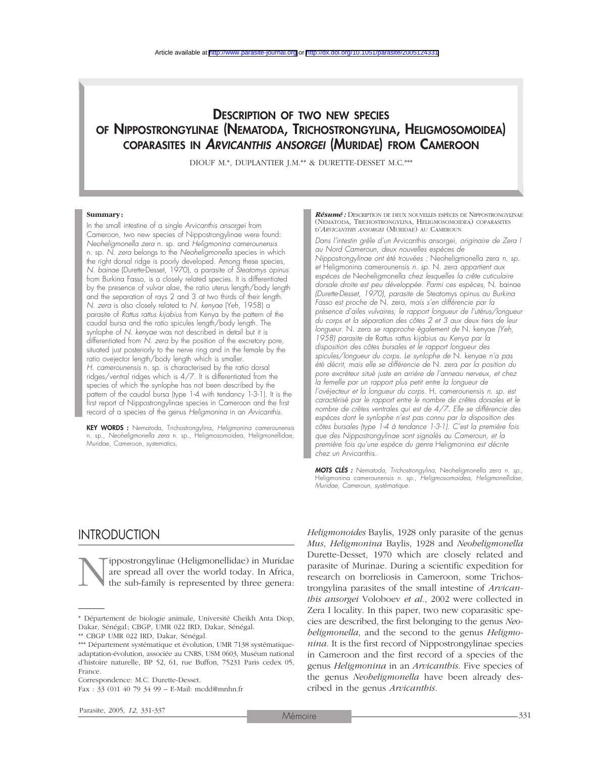Article available at http://www.parasite-journal.org or http://dx.doi.org/10.1051/parasite/2005124331

# DESCRIPTION OF TWO NEW SPECIES OF NIPPOSTRONGYLINAE (NEMATODA, TRICHOSTRONGYLINA, HELIGMOSOMOIDEA) COPARASITES IN *ARVICANTHIS ANSORGEI* (MURIDAE) FROM CAMEROON

DIOUF M.*, DUPLANTIER J.M.** & DURETTE-DESSET M.C.***

**Summary:**

In the small intestine of a single *Arvicanthis ansorgei* from Cameroon, two new species of Nippostrongylinae were found: *Neoheligmonella zera* n. sp. and *Heligmonina camerounensis* n. sp. *N. zera* belongs to the *Neoheligmonella* species in which the right dorsal ridge is poorly developed. Among these species, *N. bainae* (Durette-Desset, 1970), a parasite of *Steatomys opinus* from Burkina Fasso, is a closely related species. It is differentiated by the presence of vulvar alae, the ratio uterus length/body length and the separation of rays 2 and 3 at two thirds of their length. *N. zera* is also closely related to *N. kenyae* (Yeh, 1958) a parasite of *Rattus rattus kijabius* from Kenya by the pattern of the caudal bursa and the ratio spicules length/body length. The synlophe of *N. kenyae* was not described in detail but it is differentiated from *N. zera* by the position of the excretory pore, situated just posteriorly to the nerve ring and in the female by the ratio ovejector length/body length which is smaller. *H. camerounensis* n. sp. is characterised by the ratio dorsal ridges/ventral ridges which is 4/7. It is differentiated from the species of which the synlophe has not been described by the pattern of the caudal bursa (type 1-4 with tendancy 1-3-1). It is the first report of Nippostrongylinae species in Cameroon and the first record of a species of the genus *Heligmonina* in an *Arvicanthis*.

**KEY WORDS :** Nematoda, Trichostrongylina, *Heligmonina camerounensis* n. sp., *Neoheligmonella zera* n. sp., Heligmosomoidea, Heligmonellidae, Muridae, Cameroon, systematics.

***Résumé :*** DESCRIPTION DE DEUX NOUVELLES ESPÈCES DE NIPPOSTRONGYLINAE (NEMATODA, TRICHOSTRONGYLINA, HELIGMOSOMOIDEA) COPARASITES D'*ARVICANTHIS ANSORGEI* (MURIDAE) AU CAMEROUN

*Dans l'intestin grêle d'un* Arvicanthis ansorgei, *originaire de Zera I au Nord Cameroun, deux nouvelles espèces de Nippostrongylinae ont été trouvées :* Neoheligmonella zera *n. sp. et* Heligmonina camerounensis *n. sp.* N. zera *appartient aux espèces de* Neoheligmonella *chez lesquelles la crête cuticulaire dorsale droite est peu développée. Parmi ces espèces,* N. bainae *(Durette-Desset, 1970), parasite de* Steatomys opinus *au Burkina Fasso est proche de* N. zera, *mais s'en différencie par la présence d'ailes vulvaires, le rapport longueur de l'utérus/longueur du corps et la séparation des côtes 2 et 3 aux deux tiers de leur longueur.* N. zera *se rapproche également de* N. kenyae *(Yeh, 1958) parasite de* Rattus rattus kijabius *au Kenya par la disposition des côtes bursales et le rapport longueur des spicules/longueur du corps. Le synlophe de* N. kenyae *n'a pas été décrit, mais elle se différencie de* N. zera *par la position du pore excréteur situé juste en arrière de l'anneau nerveux, et chez la femelle par un rapport plus petit entre la longueur de l'ovéjecteur et la longueur du corps.* H. camerounensis *n. sp. est caractérisé par le rapport entre le nombre de crêtes dorsales et le nombre de crêtes ventrales qui est de 4/7. Elle se différencie des espèces dont le synlophe n'est pas connu par la disposition des côtes bursales (type 1-4 à tendance 1-3-1). C'est la première fois que des Nippostrongylinae sont signalés au Cameroun, et la première fois qu'une espèce du genre* Heligmonina *est décrite chez un* Arvicanthis.

***MOTS CLÉS :*** *Nematoda, Trichostrongylina,* Neoheligmonella zera *n. sp.,* Heligmonina camerounensis *n. sp., Heligmosomoidea, Heligmonellidae, Muridae, Cameroun, systématique.*

## INTRODUCTION

Nippostrongylinae (Heligmonellidae) in Muridae are spread all over the world today. In Africa, the sub-family is represented by three genera: *Heligmonoides* Baylis, 1928 only parasite of the genus *Mus*, *Heligmonina* Baylis, 1928 and *Neoheligmonella* Durette-Desset, 1970 which are closely related and parasite of Murinae. During a scientific expedition for research on borreliosis in Cameroon, some Trichostrongylina parasites of the small intestine of *Arvicanthis ansorgei* Voloboev *et al.*, 2002 were collected in Zera I locality. In this paper, two new coparasitic species are described, the first belonging to the genus *Neoheligmonella*, and the second to the genus *Heligmonina*. It is the first record of Nippostrongylinae species in Cameroon and the first record of a species of the genus *Heligmonina* in an *Arvicanthis*. Five species of the genus *Neoheligmonella* have been already described in the genus *Arvicanthis*.

---

* Département de biologie animale, Université Cheikh Anta Diop, Dakar, Sénégal; CBGP, UMR 022 IRD, Dakar, Sénégal.

** CBGP UMR 022 IRD, Dakar, Sénégal.

*** Département systématique et évolution, UMR 7138 systématique-adaptation-évolution, associée au CNRS, USM 0603, Muséum national d'histoire naturelle, BP 52, 61, rue Buffon, 75231 Paris cedex 05, France.

Correspondence: M.C. Durette-Desset.

Fax : 33 (0)1 40 79 34 99 – E-Mail: mcdd@mnhn.fr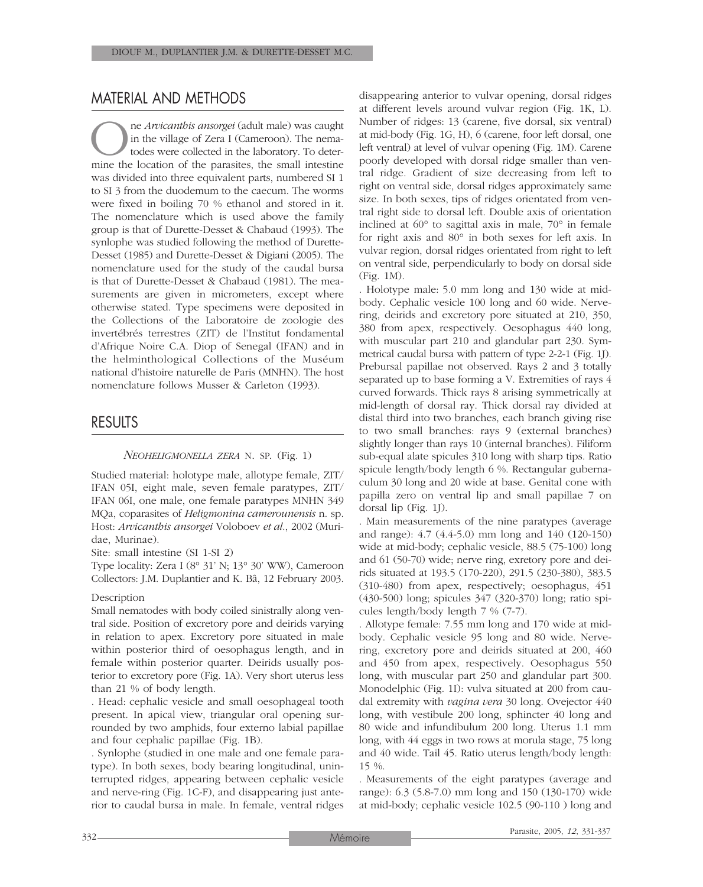## MATERIAL AND METHODS

One *Arvicanthis ansorgei* (adult male) was caught in the village of Zera I (Cameroon). The nematodes were collected in the laboratory. To determine the location of the parasites, the small intestine was divided into three equivalent parts, numbered SI 1 to SI 3 from the duodemum to the caecum. The worms were fixed in boiling 70 % ethanol and stored in it. The nomenclature which is used above the family group is that of Durette-Desset & Chabaud (1993). The synlophe was studied following the method of Durette-Desset (1985) and Durette-Desset & Digiani (2005). The nomenclature used for the study of the caudal bursa is that of Durette-Desset & Chabaud (1981). The measurements are given in micrometers, except where otherwise stated. Type specimens were deposited in the Collections of the Laboratoire de zoologie des invertébrés terrestres (ZIT) de l'Institut fondamental d'Afrique Noire C.A. Diop of Senegal (IFAN) and in the helminthological Collections of the Muséum national d'histoire naturelle de Paris (MNHN). The host nomenclature follows Musser & Carleton (1993).

## RESULTS

### *NEOHELIGMONELLA ZERA* N. SP. (Fig. 1)

Studied material: holotype male, allotype female, ZIT/IFAN 05I, eight male, seven female paratypes, ZIT/IFAN 06I, one male, one female paratypes MNHN 349 MQa, coparasites of *Heligmonina camerounensis* n. sp.
Host: *Arvicanthis ansorgei* Voloboev *et al.*, 2002 (Muridae, Murinae).

Site: small intestine (SI 1-SI 2)

Type locality: Zera I (8° 31' N; 13° 30' WW), Cameroon
Collectors: J.M. Duplantier and K. Bâ, 12 February 2003.

Description

Small nematodes with body coiled sinistrally along ventral side. Position of excretory pore and deirids varying in relation to apex. Excretory pore situated in male within posterior third of oesophagus length, and in female within posterior quarter. Deirids usually posterior to excretory pore (Fig. 1A). Very short uterus less than 21 % of body length.

. Head: cephalic vesicle and small oesophageal tooth present. In apical view, triangular oral opening surrounded by two amphids, four externo labial papillae and four cephalic papillae (Fig. 1B).

. Synlophe (studied in one male and one female paratype). In both sexes, body bearing longitudinal, uninterrupted ridges, appearing between cephalic vesicle and nerve-ring (Fig. 1C-F), and disappearing just anterior to caudal bursa in male. In female, ventral ridges disappearing anterior to vulvar opening, dorsal ridges at different levels around vulvar region (Fig. 1K, L). Number of ridges: 13 (carene, five dorsal, six ventral) at mid-body (Fig. 1G, H), 6 (carene, foor left dorsal, one left ventral) at level of vulvar opening (Fig. 1M). Carene poorly developed with dorsal ridge smaller than ventral ridge. Gradient of size decreasing from left to right on ventral side, dorsal ridges approximately same size. In both sexes, tips of ridges orientated from ventral right side to dorsal left. Double axis of orientation inclined at 60° to sagittal axis in male, 70° in female for right axis and 80° in both sexes for left axis. In vulvar region, dorsal ridges orientated from right to left on ventral side, perpendicularly to body on dorsal side (Fig. 1M).

. Holotype male: 5.0 mm long and 130 wide at mid-body. Cephalic vesicle 100 long and 60 wide. Nerve-ring, deirids and excretory pore situated at 210, 350, 380 from apex, respectively. Oesophagus 440 long, with muscular part 210 and glandular part 230. Symmetrical caudal bursa with pattern of type 2-2-1 (Fig. 1J). Prebursal papillae not observed. Rays 2 and 3 totally separated up to base forming a V. Extremities of rays 4 curved forwards. Thick rays 8 arising symmetrically at mid-length of dorsal ray. Thick dorsal ray divided at distal third into two branches, each branch giving rise to two small branches: rays 9 (external branches) slightly longer than rays 10 (internal branches). Filiform sub-equal alate spicules 310 long with sharp tips. Ratio spicule length/body length 6 %. Rectangular gubernaculum 30 long and 20 wide at base. Genital cone with papilla zero on ventral lip and small papillae 7 on dorsal lip (Fig. 1J).

. Main measurements of the nine paratypes (average and range): 4.7 (4.4-5.0) mm long and 140 (120-150) wide at mid-body; cephalic vesicle, 88.5 (75-100) long and 61 (50-70) wide; nerve ring, exretory pore and deirids situated at 193.5 (170-220), 291.5 (230-380), 383.5 (310-480) from apex, respectively; oesophagus, 451 (430-500) long; spicules 347 (320-370) long; ratio spicules length/body length 7 % (7-7).

. Allotype female: 7.55 mm long and 170 wide at mid-body. Cephalic vesicle 95 long and 80 wide. Nerve-ring, excretory pore and deirids situated at 200, 460 and 450 from apex, respectively. Oesophagus 550 long, with muscular part 250 and glandular part 300. Monodelphic (Fig. 1I): vulva situated at 200 from caudal extremity with *vagina vera* 30 long. Ovejector 440 long, with vestibule 200 long, sphincter 40 long and 80 wide and infundibulum 200 long. Uterus 1.1 mm long, with 44 eggs in two rows at morula stage, 75 long and 40 wide. Tail 45. Ratio uterus length/body length: 15 %.

. Measurements of the eight paratypes (average and range): 6.3 (5.8-7.0) mm long and 150 (130-170) wide at mid-body; cephalic vesicle 102.5 (90-110 ) long and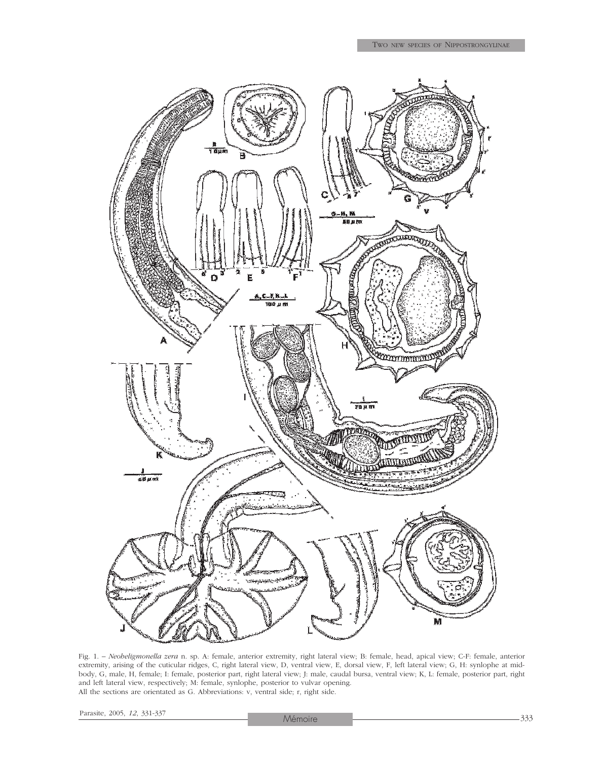Fig. 1. – *Neoheligmonella zera* n. sp. A: female, anterior extremity, right lateral view; B: female, head, apical view; C-F: female, anterior extremity, arising of the cuticular ridges, C, right lateral view, D, ventral view, E, dorsal view, F, left lateral view; G, H: synlophe at mid-body, G, male, H, female; I: female, posterior part, right lateral view; J: male, caudal bursa, ventral view; K, L: female, posterior part, right and left lateral view, respectively; M: female, synlophe, posterior to vulvar opening.
All the sections are orientated as G. Abbreviations: v, ventral side; r, right side.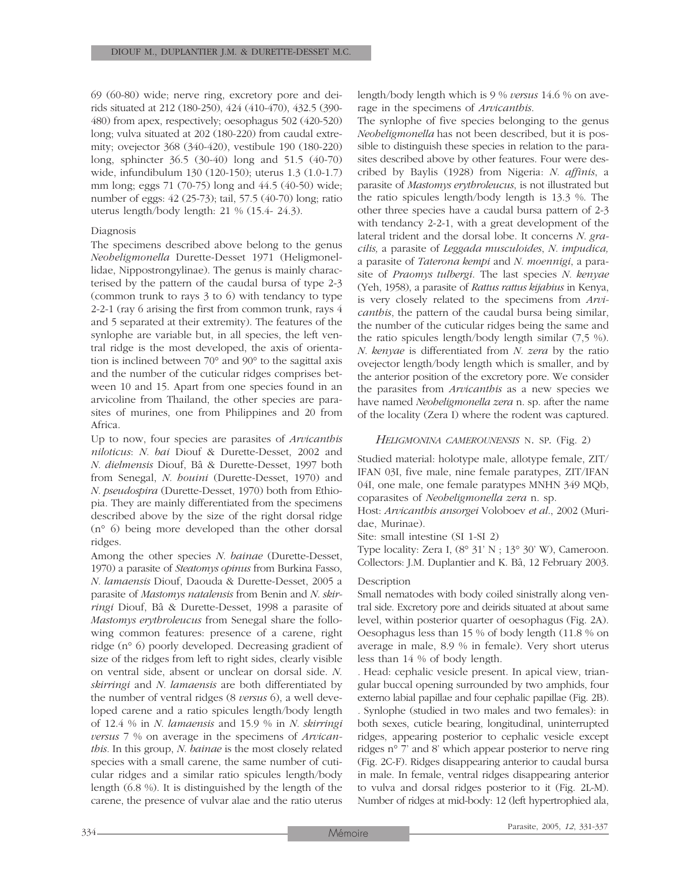69 (60-80) wide; nerve ring, excretory pore and deirids situated at 212 (180-250), 424 (410-470), 432.5 (390-480) from apex, respectively; oesophagus 502 (420-520) long; vulva situated at 202 (180-220) from caudal extremity; ovejector 368 (340-420), vestibule 190 (180-220) long, sphincter 36.5 (30-40) long and 51.5 (40-70) wide, infundibulum 130 (120-150); uterus 1.3 (1.0-1.7) mm long; eggs 71 (70-75) long and 44.5 (40-50) wide; number of eggs: 42 (25-73); tail, 57.5 (40-70) long; ratio uterus length/body length: 21 % (15.4- 24.3).

Diagnosis

The specimens described above belong to the genus *Neoheligmonella* Durette-Desset 1971 (Heligmonellidae, Nippostrongylinae). The genus is mainly characterised by the pattern of the caudal bursa of type 2-3 (common trunk to rays 3 to 6) with tendancy to type 2-2-1 (ray 6 arising the first from common trunk, rays 4 and 5 separated at their extremity). The features of the synlophe are variable but, in all species, the left ventral ridge is the most developed, the axis of orientation is inclined between 70° and 90° to the sagittal axis and the number of the cuticular ridges comprises between 10 and 15. Apart from one species found in an arvicoline from Thailand, the other species are parasites of murines, one from Philippines and 20 from Africa.

Up to now, four species are parasites of *Arvicanthis niloticus*: *N. bai* Diouf & Durette-Desset, 2002 and *N. dielmensis* Diouf, Bâ & Durette-Desset, 1997 both from Senegal, *N. houini* (Durette-Desset, 1970) and *N. pseudospira* (Durette-Desset, 1970) both from Ethiopia. They are mainly differentiated from the specimens described above by the size of the right dorsal ridge (n° 6) being more developed than the other dorsal ridges.

Among the other species *N. bainae* (Durette-Desset, 1970) a parasite of *Steatomys opinus* from Burkina Fasso, *N. lamaensis* Diouf, Daouda & Durette-Desset, 2005 a parasite of *Mastomys natalensis* from Benin and *N. skirringi* Diouf, Bâ & Durette-Desset, 1998 a parasite of *Mastomys erythroleucus* from Senegal share the following common features: presence of a carene, right ridge (n° 6) poorly developed. Decreasing gradient of size of the ridges from left to right sides, clearly visible on ventral side, absent or unclear on dorsal side. *N. skirringi* and *N. lamaensis* are both differentiated by the number of ventral ridges (8 *versus* 6), a well developed carene and a ratio spicules length/body length of 12.4 % in *N. lamaensis* and 15.9 % in *N. skirringi versus* 7 % on average in the specimens of *Arvicanthis*. In this group, *N. bainae* is the most closely related species with a small carene, the same number of cuticular ridges and a similar ratio spicules length/body length (6.8 %). It is distinguished by the length of the carene, the presence of vulvar alae and the ratio uterus length/body length which is 9 % *versus* 14.6 % on average in the specimens of *Arvicanthis*.

The synlophe of five species belonging to the genus *Neoheligmonella* has not been described, but it is possible to distinguish these species in relation to the parasites described above by other features. Four were described by Baylis (1928) from Nigeria: *N. affinis*, a parasite of *Mastomys erythroleucus*, is not illustrated but the ratio spicules length/body length is 13.3 %. The other three species have a caudal bursa pattern of 2-3 with tendancy 2-2-1, with a great development of the lateral trident and the dorsal lobe. It concerns *N. gracilis,* a parasite of *Leggada musculoides*, *N. impudica,* a parasite of *Taterona kempi* and *N. moennigi*, a parasite of *Praomys tulbergi*. The last species *N. kenyae* (Yeh, 1958), a parasite of *Rattus rattus kijabius* in Kenya, is very closely related to the specimens from *Arvicanthis*, the pattern of the caudal bursa being similar, the number of the cuticular ridges being the same and the ratio spicules length/body length similar (7,5 %). *N. kenyae* is differentiated from *N. zera* by the ratio ovejector length/body length which is smaller, and by the anterior position of the excretory pore. We consider the parasites from *Arvicanthis* as a new species we have named *Neoheligmonella zera* n. sp. after the name of the locality (Zera I) where the rodent was captured.

### *HELIGMONINA CAMEROUNENSIS* N. SP. (Fig. 2)

Studied material: holotype male, allotype female, ZIT/IFAN 03I, five male, nine female paratypes, ZIT/IFAN 04I, one male, one female paratypes MNHN 349 MQb, coparasites of *Neoheligmonella zera* n. sp.

Host: *Arvicanthis ansorgei* Voloboev *et al*., 2002 (Muridae, Murinae).

Site: small intestine (SI 1-SI 2)

Type locality: Zera I, (8° 31' N ; 13° 30' W), Cameroon.

Collectors: J.M. Duplantier and K. Bâ, 12 February 2003.

Description

Small nematodes with body coiled sinistrally along ventral side. Excretory pore and deirids situated at about same level, within posterior quarter of oesophagus (Fig. 2A). Oesophagus less than 15 % of body length (11.8 % on average in male, 8.9 % in female). Very short uterus less than 14 % of body length.

. Head: cephalic vesicle present. In apical view, triangular buccal opening surrounded by two amphids, four externo labial papillae and four cephalic papillae (Fig. 2B).

. Synlophe (studied in two males and two females): in both sexes, cuticle bearing, longitudinal, uninterrupted ridges, appearing posterior to cephalic vesicle except ridges n° 7' and 8' which appear posterior to nerve ring (Fig. 2C-F). Ridges disappearing anterior to caudal bursa in male. In female, ventral ridges disappearing anterior to vulva and dorsal ridges posterior to it (Fig. 2L-M). Number of ridges at mid-body: 12 (left hypertrophied ala,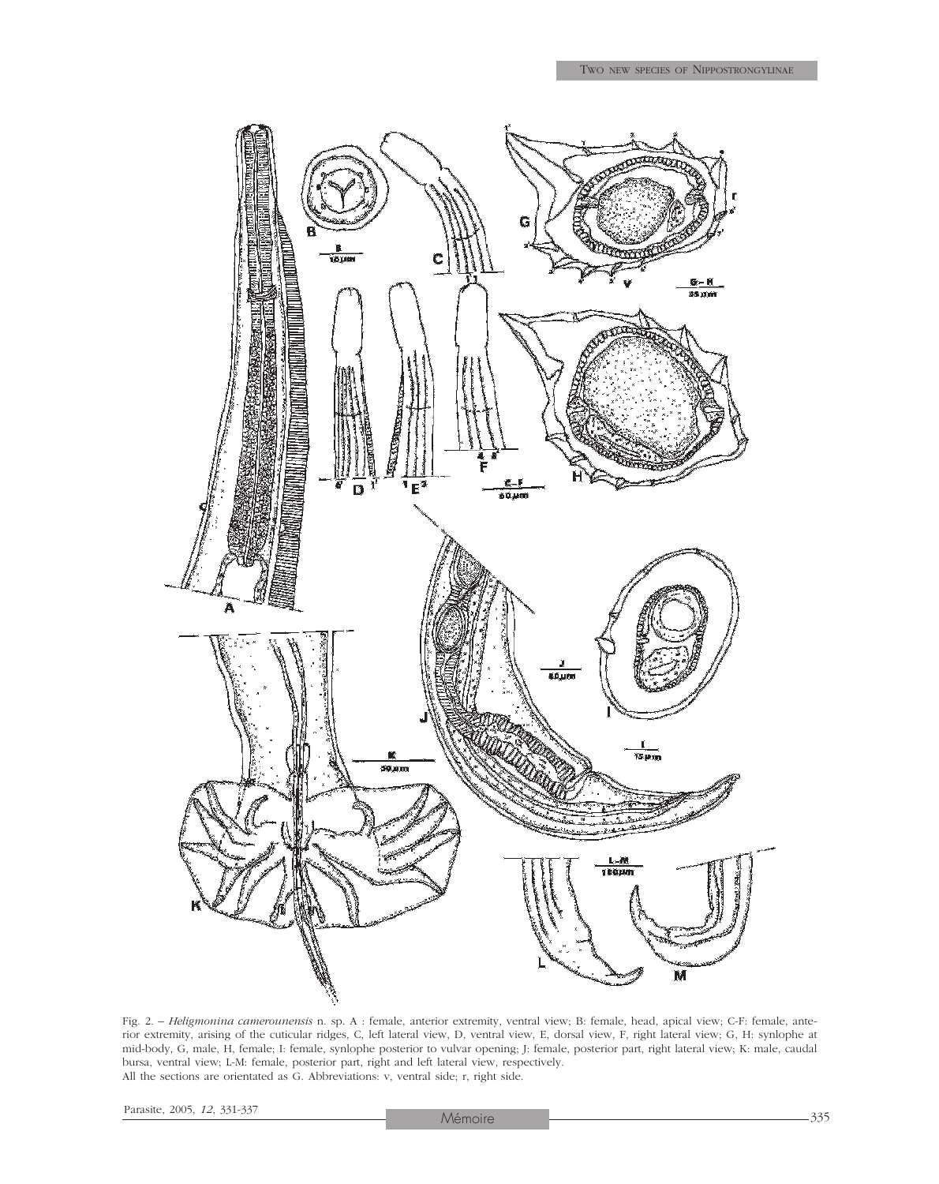Fig. 2. – *Heligmonina camerounensis* n. sp. A : female, anterior extremity, ventral view; B: female, head, apical view; C-F: female, anterior extremity, arising of the cuticular ridges, C, left lateral view, D, ventral view, E, dorsal view, F, right lateral view; G, H: synlophe at mid-body, G, male, H, female; I: female, synlophe posterior to vulvar opening; J: female, posterior part, right lateral view; K: male, caudal bursa, ventral view; L-M: female, posterior part, right and left lateral view, respectively.
All the sections are orientated as G. Abbreviations: v, ventral side; r, right side.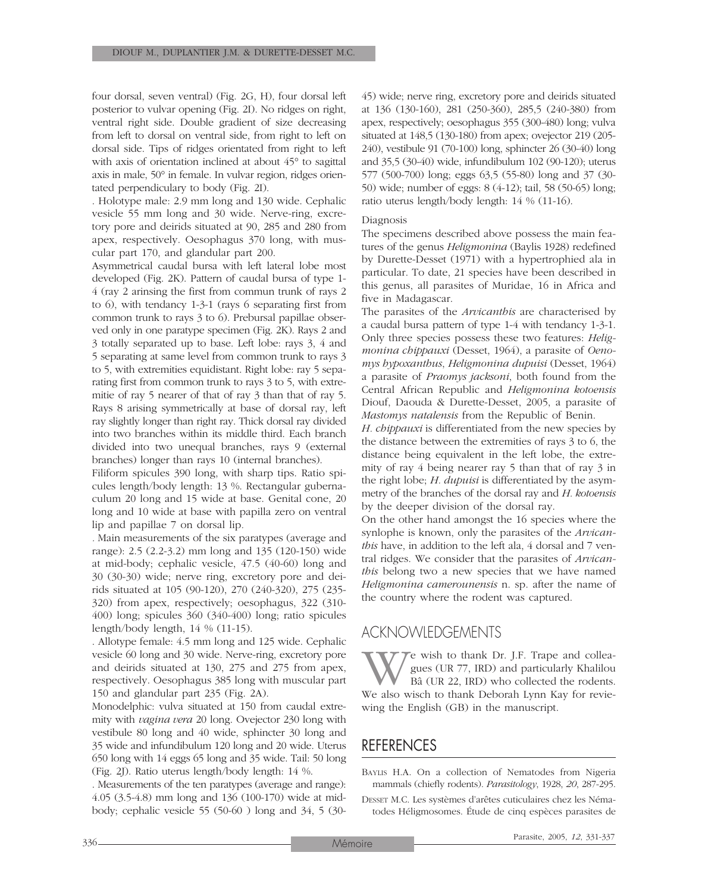four dorsal, seven ventral) (Fig. 2G, H), four dorsal left posterior to vulvar opening (Fig. 2I). No ridges on right, ventral right side. Double gradient of size decreasing from left to dorsal on ventral side, from right to left on dorsal side. Tips of ridges orientated from right to left with axis of orientation inclined at about 45° to sagittal axis in male, 50° in female. In vulvar region, ridges orientated perpendiculary to body (Fig. 2I).

. Holotype male: 2.9 mm long and 130 wide. Cephalic vesicle 55 mm long and 30 wide. Nerve-ring, excretory pore and deirids situated at 90, 285 and 280 from apex, respectively. Oesophagus 370 long, with muscular part 170, and glandular part 200.

Asymmetrical caudal bursa with left lateral lobe most developed (Fig. 2K). Pattern of caudal bursa of type 1-4 (ray 2 arinsing the first from commun trunk of rays 2 to 6), with tendancy 1-3-1 (rays 6 separating first from common trunk to rays 3 to 6). Prebursal papillae observed only in one paratype specimen (Fig. 2K). Rays 2 and 3 totally separated up to base. Left lobe: rays 3, 4 and 5 separating at same level from common trunk to rays 3 to 5, with extremities equidistant. Right lobe: ray 5 separating first from common trunk to rays 3 to 5, with extremitie of ray 5 nearer of that of ray 3 than that of ray 5. Rays 8 arising symmetrically at base of dorsal ray, left ray slightly longer than right ray. Thick dorsal ray divided into two branches within its middle third. Each branch divided into two unequal branches, rays 9 (external branches) longer than rays 10 (internal branches).

Filiform spicules 390 long, with sharp tips. Ratio spicules length/body length: 13 %. Rectangular gubernaculum 20 long and 15 wide at base. Genital cone, 20 long and 10 wide at base with papilla zero on ventral lip and papillae 7 on dorsal lip.

. Main measurements of the six paratypes (average and range): 2.5 (2.2-3.2) mm long and 135 (120-150) wide at mid-body; cephalic vesicle, 47.5 (40-60) long and 30 (30-30) wide; nerve ring, excretory pore and deirids situated at 105 (90-120), 270 (240-320), 275 (235-320) from apex, respectively; oesophagus, 322 (310-400) long; spicules 360 (340-400) long; ratio spicules length/body length, 14 % (11-15).

. Allotype female: 4.5 mm long and 125 wide. Cephalic vesicle 60 long and 30 wide. Nerve-ring, excretory pore and deirids situated at 130, 275 and 275 from apex, respectively. Oesophagus 385 long with muscular part 150 and glandular part 235 (Fig. 2A).

Monodelphic: vulva situated at 150 from caudal extremity with *vagina vera* 20 long. Ovejector 230 long with vestibule 80 long and 40 wide, sphincter 30 long and 35 wide and infundibulum 120 long and 20 wide. Uterus 650 long with 14 eggs 65 long and 35 wide. Tail: 50 long (Fig. 2J). Ratio uterus length/body length: 14 %.

. Measurements of the ten paratypes (average and range): 4.05 (3.5-4.8) mm long and 136 (100-170) wide at mid-body; cephalic vesicle 55 (50-60 ) long and 34, 5 (30-45) wide; nerve ring, excretory pore and deirids situated at 136 (130-160), 281 (250-360), 285,5 (240-380) from apex, respectively; oesophagus 355 (300-480) long; vulva situated at 148,5 (130-180) from apex; ovejector 219 (205-240), vestibule 91 (70-100) long, sphincter 26 (30-40) long and 35,5 (30-40) wide, infundibulum 102 (90-120); uterus 577 (500-700) long; eggs 63,5 (55-80) long and 37 (30-50) wide; number of eggs: 8 (4-12); tail, 58 (50-65) long; ratio uterus length/body length: 14 % (11-16).

Diagnosis

The specimens described above possess the main features of the genus *Heligmonina* (Baylis 1928) redefined by Durette-Desset (1971) with a hypertrophied ala in particular. To date, 21 species have been described in this genus, all parasites of Muridae, 16 in Africa and five in Madagascar.

The parasites of the *Arvicanthis* are characterised by a caudal bursa pattern of type 1-4 with tendancy 1-3-1. Only three species possess these two features: *Heligmonina chippauxi* (Desset, 1964), a parasite of *Oenomys hypoxanthus*, *Heligmonina dupuisi* (Desset, 1964) a parasite of *Praomys jacksoni*, both found from the Central African Republic and *Heligmonina kotoensis* Diouf, Daouda & Durette-Desset, 2005, a parasite of *Mastomys natalensis* from the Republic of Benin.

*H. chippauxi* is differentiated from the new species by the distance between the extremities of rays 3 to 6, the distance being equivalent in the left lobe, the extremity of ray 4 being nearer ray 5 than that of ray 3 in the right lobe; *H. dupuisi* is differentiated by the asymmetry of the branches of the dorsal ray and *H. kotoensis* by the deeper division of the dorsal ray.

On the other hand amongst the 16 species where the synlophe is known, only the parasites of the *Arvicanthis* have, in addition to the left ala, 4 dorsal and 7 ventral ridges. We consider that the parasites of *Arvicanthis* belong two a new species that we have named *Heligmonina camerounensis* n. sp. after the name of the country where the rodent was captured.

## ACKNOWLEDGEMENTS

We wish to thank Dr. J.F. Trape and colleagues (UR 77, IRD) and particularly Khalilou Bâ (UR 22, IRD) who collected the rodents. We also wisch to thank Deborah Lynn Kay for reviewing the English (GB) in the manuscript.

## REFERENCES

Baylis H.A. On a collection of Nematodes from Nigeria mammals (chiefly rodents). *Parasitology*, 1928, *20*, 287-295.

Desset M.C. Les systèmes d'arêtes cuticulaires chez les Nématodes Héligmosomes. Étude de cinq espèces parasites de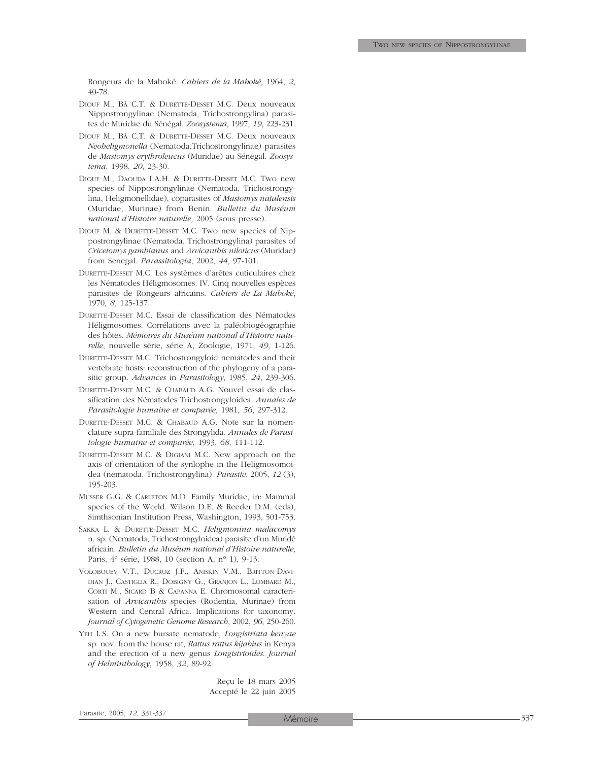Rongeurs de la Maboké. *Cahiers de la Maboké*, 1964, *2*, 40-78.

DIOUF M., BÂ C.T. & DURETTE-DESSET M.C. Deux nouveaux Nippostrongylinae (Nematoda, Trichostrongylina) parasites de Muridae du Sénégal. *Zoosystema*, 1997, *19*, 223-231.

DIOUF M., BÂ C.T. & DURETTE-DESSET M.C. Deux nouveaux *Neoheligmonella* (Nematoda,Trichostrongylinae) parasites de *Mastomys erythroleucus* (Muridae) au Sénégal. *Zoosystema*, 1998, *20*, 23-30.

DIOUF M., DAOUDA I.A.H. & DURETTE-DESSET M.C. Two new species of Nippostrongylinae (Nematoda, Trichostrongylina, Heligmonellidae), coparasites of *Mastomys natalensis* (Muridae, Murinae) from Benin. *Bulletin du Muséum national d'Histoire naturelle,* 2005 (sous presse).

DIOUF M. & DURETTE-DESSET M.C. Two new species of Nippostrongylinae (Nematoda, Trichostrongylina) parasites of *Cricetomys gambianus* and *Arvicanthis niloticus* (Muridae) from Senegal. *Parassitologia*, 2002, *44*, 97-101.

DURETTE-DESSET M.C. Les systèmes d'arêtes cuticulaires chez les Nématodes Héligmosomes. IV. Cinq nouvelles espèces parasites de Rongeurs africains. *Cahiers de La Maboké*, 1970, *8*, 125-137.

DURETTE-DESSET M.C. Essai de classification des Nématodes Héligmosomes. Corrélations avec la paléobiogéographie des hôtes. *Mémoires du Muséum national d'Histoire naturelle*, nouvelle série, série A, Zoologie, 1971, *49*, 1-126.

DURETTE-DESSET M.C. Trichostrongyloid nematodes and their vertebrate hosts: reconstruction of the phylogeny of a parasitic group. *Advances* in *Parasitology*, 1985, *24*, 239-306.

DURETTE-DESSET M.C. & CHABAUD A.G. Nouvel essai de classification des Nématodes Trichostrongyloidea. *Annales de Parasitologie humaine et comparée*, 1981, *56*, 297-312.

DURETTE-DESSET M.C. & CHABAUD A.G. Note sur la nomenclature supra-familiale des Strongylida. *Annales de Parasitologie humaine et comparée*, 1993, *68*, 111-112.

DURETTE-DESSET M.C. & DIGIANI M.C. New approach on the axis of orientation of the synlophe in the Heligmosomoidea (nematoda, Trichostrongylina). *Parasite*, 2005, *12* (3), 195-203.

MUSSER G.G. & CARLETON M.D. Family Muridae, in: Mammal species of the World. Wilson D.E. & Reeder D.M. (eds), Simthsonian Institution Press, Washington, 1993, 501-753.

SAKKA L. & DURETTE-DESSET M.C. *Heligmonina malacomys* n. sp. (Nematoda, Trichostrongyloidea) parasite d'un Muridé africain. *Bulletin du Muséum national d'Histoire naturelle*, Paris, 4[e] série, 1988, 10 (section A, n° 1), 9-13.

VOLOBOUEV V.T., DUCROZ J.F., ANISKIN V.M., BRITTON-DAVIDIAN J., CASTIGLIA R., DOBIGNY G., GRANJON L., LOMBARD M., CORTI M., SICARD B & CAPANNA E. Chromosomal caracterisation of *Arvicanthis* species (Rodentia, Murinae) from Western and Central Africa. Implications for taxonomy. *Journal of Cytogenetic Genome Research*, 2002, *96*, 250-260.

YEH L.S. On a new bursate nematode, *Longistriata kenyae* sp. nov. from the house rat, *Rattus rattus kijabius* in Kenya and the erection of a new genus *Longistrioides*. *Journal of Helminthology*, 1958, *32*, 89-92.

Reçu le 18 mars 2005
Accepté le 22 juin 2005